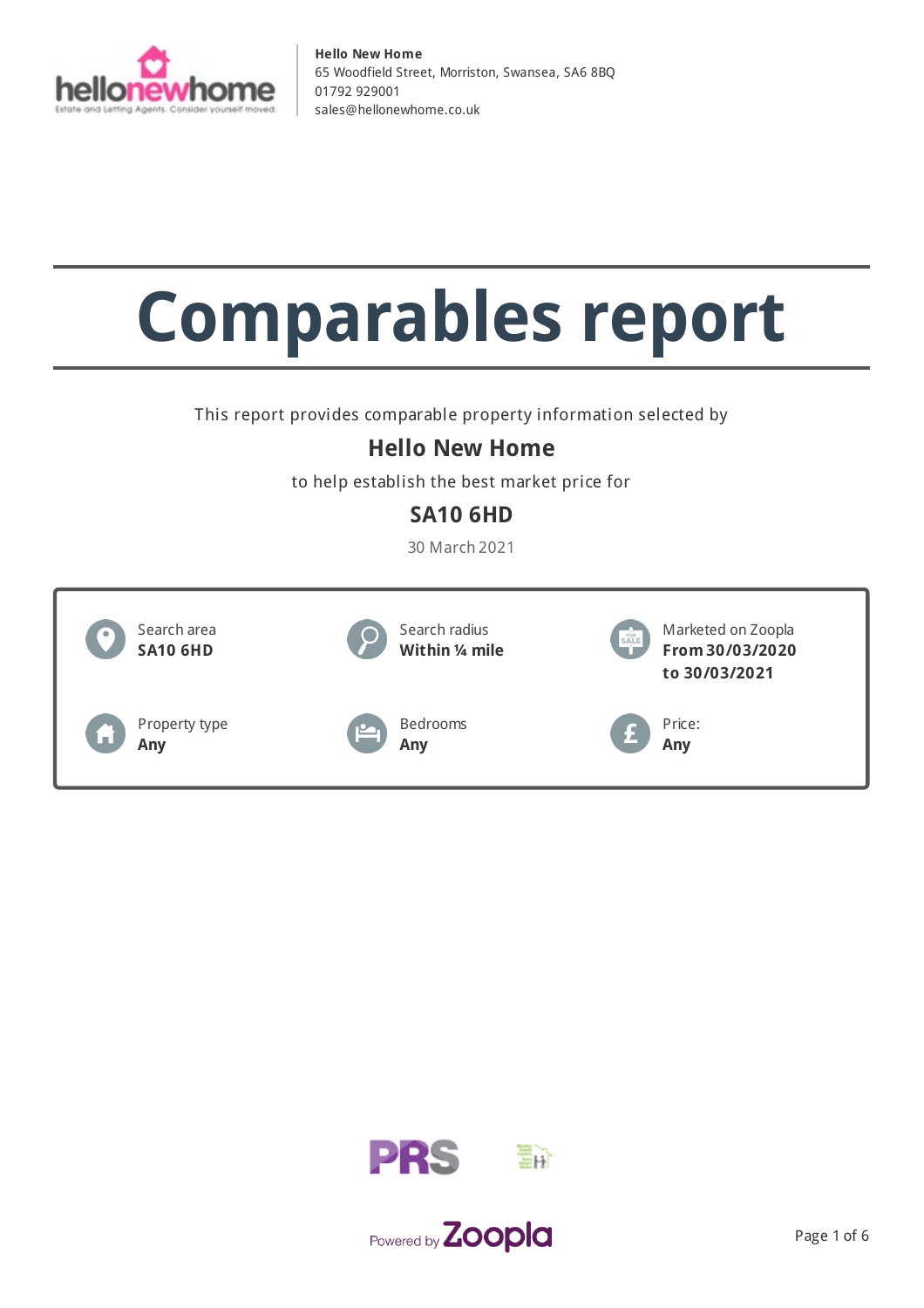**Hello New Home**
65 Woodfield Street, Morriston, Swansea, SA6 8BQ
01792 929001
sales@hellonewhome.co.uk

# Comparables report

This report provides comparable property information selected by

## Hello New Home

to help establish the best market price for

## SA10 6HD

30 March 2021

| | | |
|---|---|---|
| Search area<br>**SA10 6HD** | Search radius<br>**Within ¼ mile** | Marketed on Zoopla<br>**From 30/03/2020 to 30/03/2021** |
| Property type<br>**Any** | Bedrooms<br>**Any** | Price:<br>**Any** |

Powered by Zoopla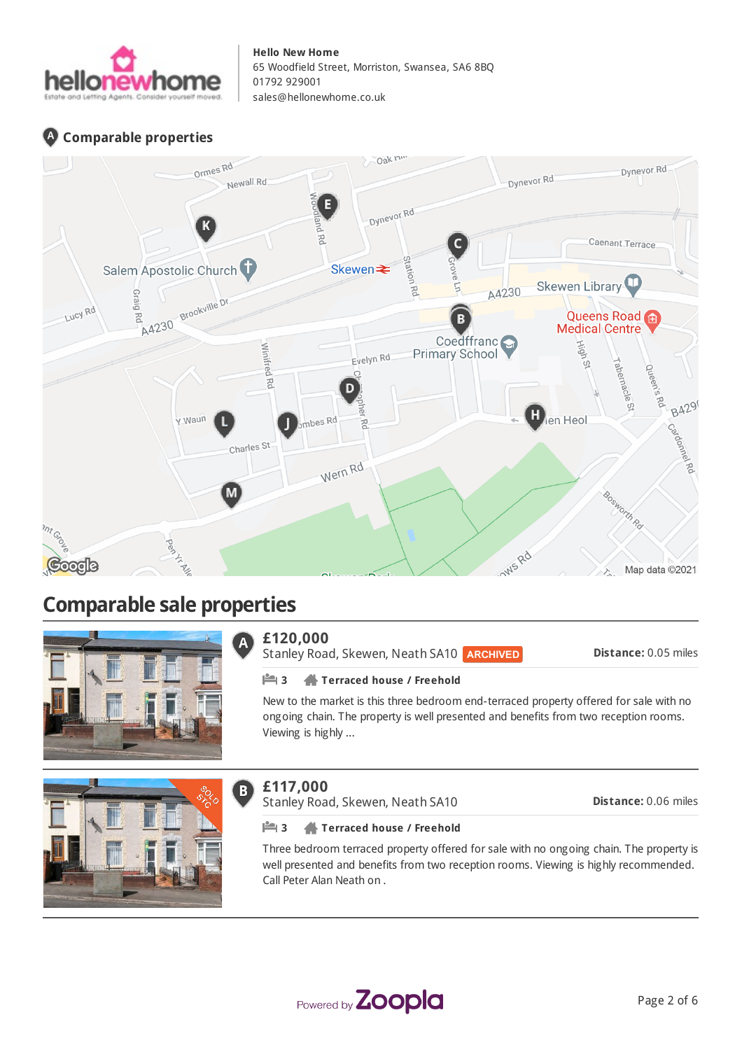**Hello New Home**
65 Woodfield Street, Morriston, Swansea, SA6 8BQ
01792 929001
sales@hellonewhome.co.uk

## Comparable properties

# Comparable sale properties

### A

**£120,000**
Stanley Road, Skewen, Neath SA10 ARCHIVED

**Distance:** 0.05 miles

3 | **Terraced house / Freehold**

New to the market is this three bedroom end-terraced property offered for sale with no ongoing chain. The property is well presented and benefits from two reception rooms. Viewing is highly ...

### B

**£117,000**
Stanley Road, Skewen, Neath SA10

**Distance:** 0.06 miles

3 | **Terraced house / Freehold**

Three bedroom terraced property offered for sale with no ongoing chain. The property is well presented and benefits from two reception rooms. Viewing is highly recommended. Call Peter Alan Neath on .

Powered by Zoopla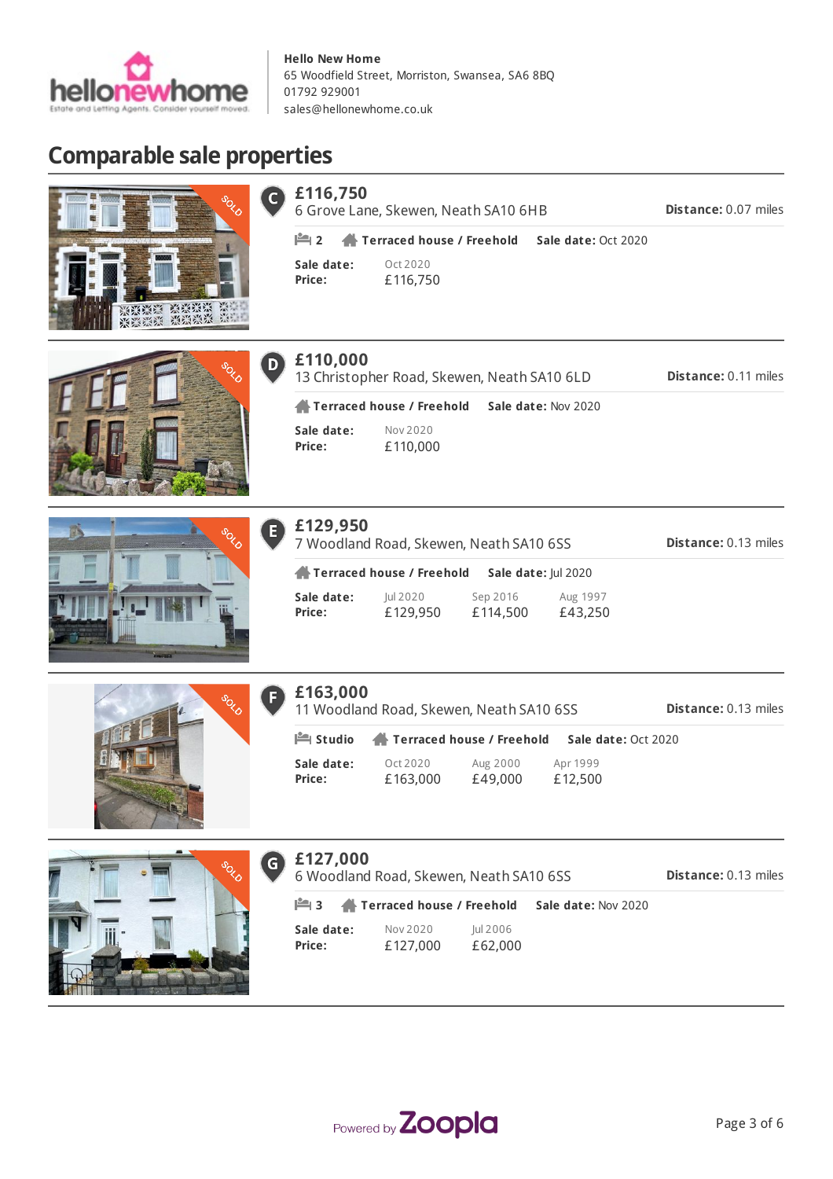**Hello New Home**
65 Woodfield Street, Morriston, Swansea, SA6 8BQ
01792 929001
sales@hellonewhome.co.uk

# Comparable sale properties

## C £116,750

6 Grove Lane, Skewen, Neath SA10 6HB

**Distance:** 0.07 miles

2 | **Terraced house / Freehold** | **Sale date:** Oct 2020

| **Sale date:** | Oct 2020 |
|---|---|
| **Price:** | £116,750 |

## D £110,000

13 Christopher Road, Skewen, Neath SA10 6LD

**Distance:** 0.11 miles

**Terraced house / Freehold** | **Sale date:** Nov 2020

| **Sale date:** | Nov 2020 |
|---|---|
| **Price:** | £110,000 |

## E £129,950

7 Woodland Road, Skewen, Neath SA10 6SS

**Distance:** 0.13 miles

**Terraced house / Freehold** | **Sale date:** Jul 2020

| **Sale date:** | Jul 2020 | Sep 2016 | Aug 1997 |
|---|---|---|---|
| **Price:** | £129,950 | £114,500 | £43,250 |

## F £163,000

11 Woodland Road, Skewen, Neath SA10 6SS

**Distance:** 0.13 miles

**Studio** | **Terraced house / Freehold** | **Sale date:** Oct 2020

| **Sale date:** | Oct 2020 | Aug 2000 | Apr 1999 |
|---|---|---|---|
| **Price:** | £163,000 | £49,000 | £12,500 |

## G £127,000

6 Woodland Road, Skewen, Neath SA10 6SS

**Distance:** 0.13 miles

3 | **Terraced house / Freehold** | **Sale date:** Nov 2020

| **Sale date:** | Nov 2020 | Jul 2006 |
|---|---|---|
| **Price:** | £127,000 | £62,000 |

Powered by Zoopla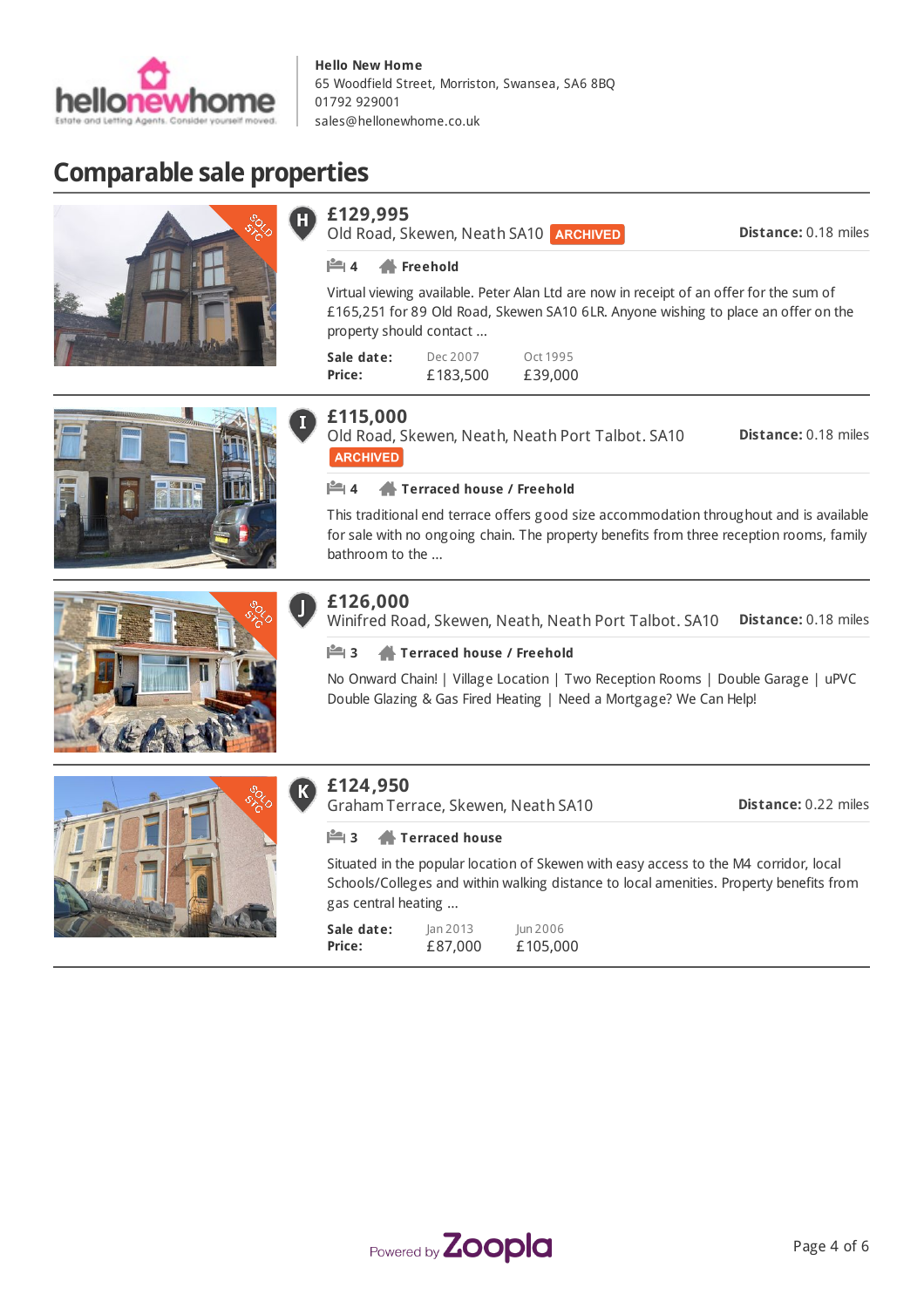**Hello New Home**
65 Woodfield Street, Morriston, Swansea, SA6 8BQ
01792 929001
sales@hellonewhome.co.uk

## Comparable sale properties

### H — £129,995

Old Road, Skewen, Neath SA10 **ARCHIVED**

**Distance:** 0.18 miles

4 | **Freehold**

Virtual viewing available. Peter Alan Ltd are now in receipt of an offer for the sum of £165,251 for 89 Old Road, Skewen SA10 6LR. Anyone wishing to place an offer on the property should contact ...

| **Sale date:** | Dec 2007 | Oct 1995 |
|---|---|---|
| **Price:** | £183,500 | £39,000 |

### I — £115,000

Old Road, Skewen, Neath, Neath Port Talbot. SA10 **ARCHIVED**

**Distance:** 0.18 miles

4 | **Terraced house / Freehold**

This traditional end terrace offers good size accommodation throughout and is available for sale with no ongoing chain. The property benefits from three reception rooms, family bathroom to the ...

### J — £126,000

Winifred Road, Skewen, Neath, Neath Port Talbot. SA10

**Distance:** 0.18 miles

3 | **Terraced house / Freehold**

No Onward Chain! | Village Location | Two Reception Rooms | Double Garage | uPVC Double Glazing & Gas Fired Heating | Need a Mortgage? We Can Help!

### K — £124,950

Graham Terrace, Skewen, Neath SA10

**Distance:** 0.22 miles

3 | **Terraced house**

Situated in the popular location of Skewen with easy access to the M4 corridor, local Schools/Colleges and within walking distance to local amenities. Property benefits from gas central heating ...

| **Sale date:** | Jan 2013 | Jun 2006 |
|---|---|---|
| **Price:** | £87,000 | £105,000 |

Powered by Zoopla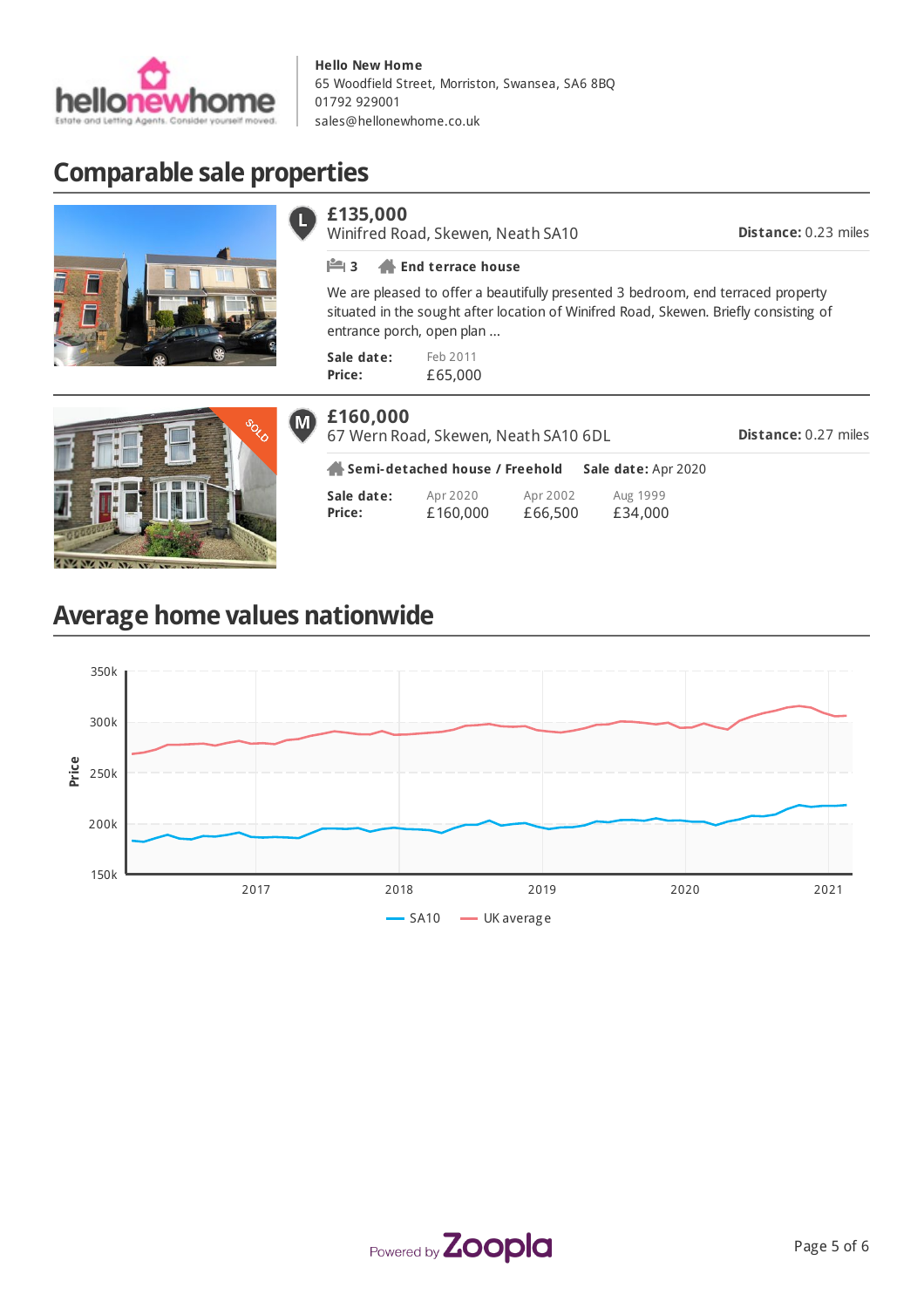**Hello New Home**
65 Woodfield Street, Morriston, Swansea, SA6 8BQ
01792 929001
sales@hellonewhome.co.uk

# Comparable sale properties

## L — £135,000

Winifred Road, Skewen, Neath SA10

**Distance:** 0.23 miles

3 | **End terrace house**

We are pleased to offer a beautifully presented 3 bedroom, end terraced property situated in the sought after location of Winifred Road, Skewen. Briefly consisting of entrance porch, open plan ...

| **Sale date:** | Feb 2011 |
|---|---|
| **Price:** | £65,000 |

## M — £160,000

67 Wern Road, Skewen, Neath SA10 6DL

**Distance:** 0.27 miles

**Semi-detached house / Freehold** **Sale date:** Apr 2020

| **Sale date:** | Apr 2020 | Apr 2002 | Aug 1999 |
|---|---|---|---|
| **Price:** | £160,000 | £66,500 | £34,000 |

# Average home values nationwide

Price: 350k, 300k, 250k, 200k, 150k

2017, 2018, 2019, 2020, 2021

SA10 — UK average

Powered by Zoopla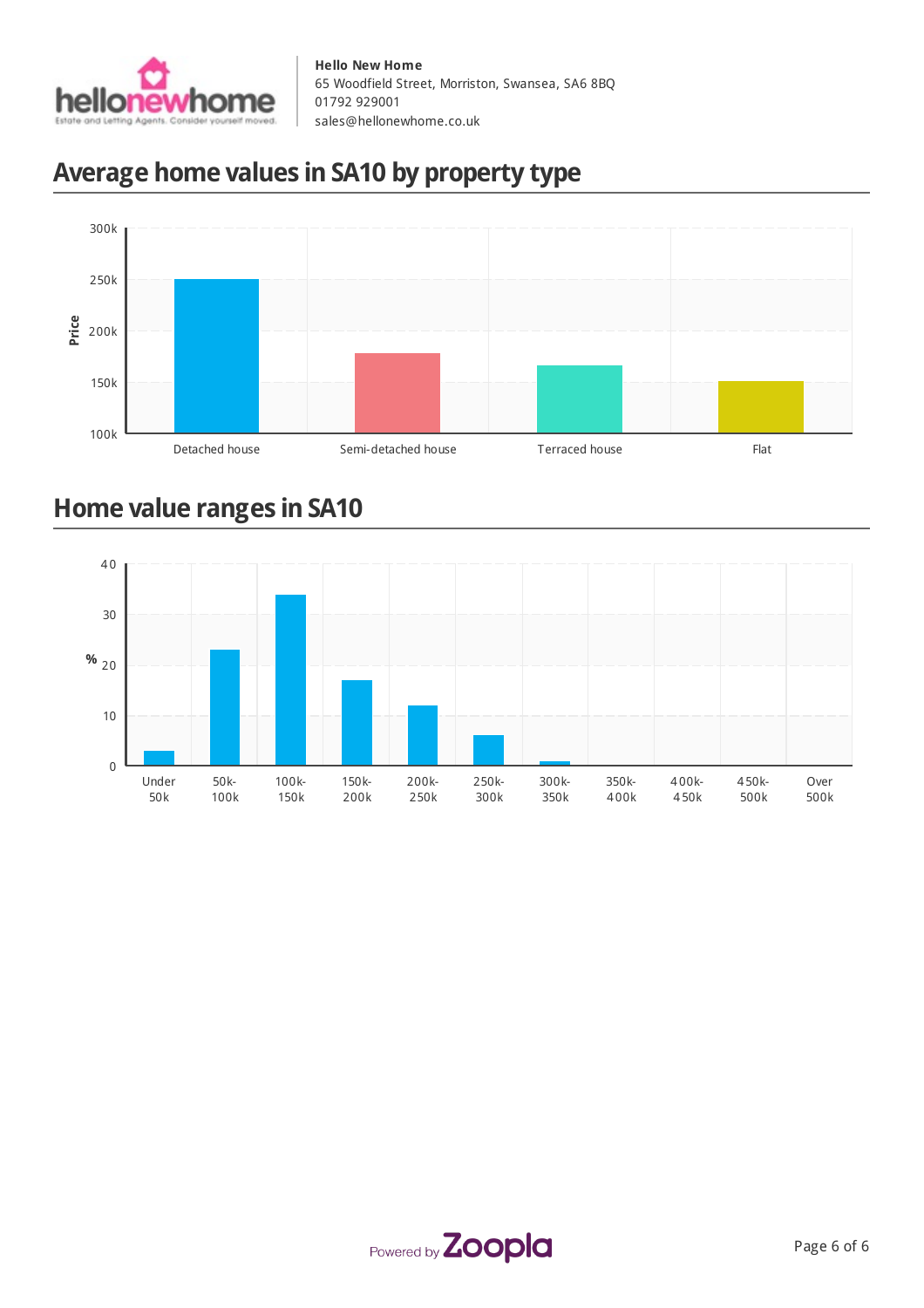**Hello New Home**
65 Woodfield Street, Morriston, Swansea, SA6 8BQ
01792 929001
sales@hellonewhome.co.uk

## Average home values in SA10 by property type

Price
300k
250k
200k
150k
100k

Detached house
Semi-detached house
Terraced house
Flat

## Home value ranges in SA10

%
40
30
20
10
0

Under 50k
50k-100k
100k-150k
150k-200k
200k-250k
250k-300k
300k-350k
350k-400k
400k-450k
450k-500k
Over 500k

Powered by Zoopla